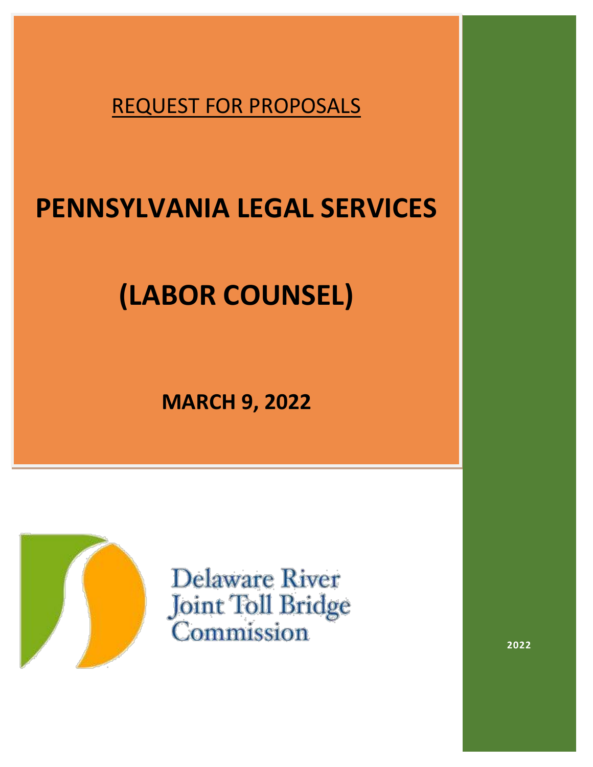REQUEST FOR PROPOSALS

# PENNSYLVANIA LEGAL SERVICES

# (LABOR COUNSEL)

**MARCH 9, 2022**

Delaware River Joint Toll Bridge Commission

**2022**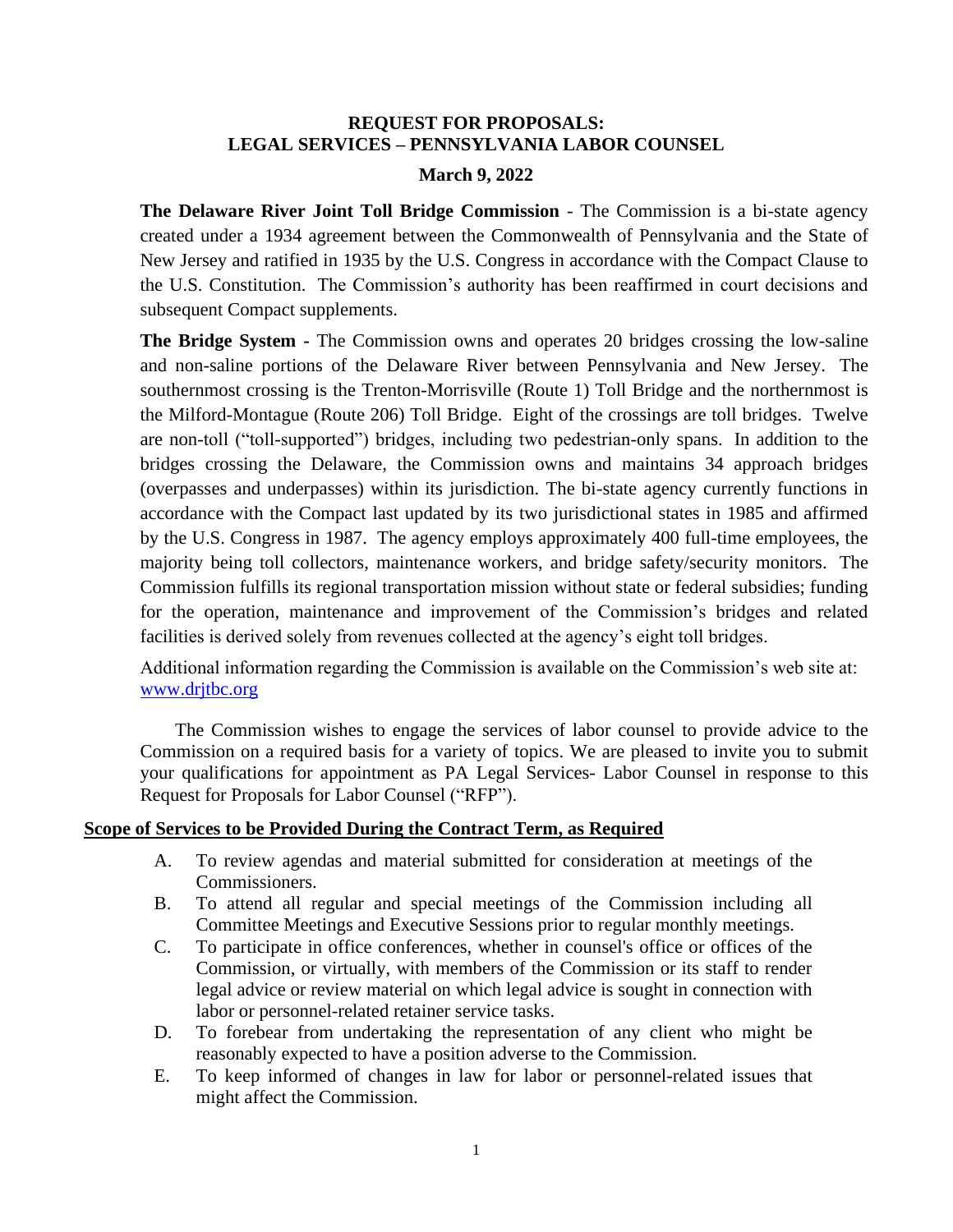**REQUEST FOR PROPOSALS:**
**LEGAL SERVICES – PENNSYLVANIA LABOR COUNSEL**

**March 9, 2022**

**The Delaware River Joint Toll Bridge Commission** - The Commission is a bi-state agency created under a 1934 agreement between the Commonwealth of Pennsylvania and the State of New Jersey and ratified in 1935 by the U.S. Congress in accordance with the Compact Clause to the U.S. Constitution. The Commission's authority has been reaffirmed in court decisions and subsequent Compact supplements.

**The Bridge System -** The Commission owns and operates 20 bridges crossing the low-saline and non-saline portions of the Delaware River between Pennsylvania and New Jersey. The southernmost crossing is the Trenton-Morrisville (Route 1) Toll Bridge and the northernmost is the Milford-Montague (Route 206) Toll Bridge. Eight of the crossings are toll bridges. Twelve are non-toll ("toll-supported") bridges, including two pedestrian-only spans. In addition to the bridges crossing the Delaware, the Commission owns and maintains 34 approach bridges (overpasses and underpasses) within its jurisdiction. The bi-state agency currently functions in accordance with the Compact last updated by its two jurisdictional states in 1985 and affirmed by the U.S. Congress in 1987. The agency employs approximately 400 full-time employees, the majority being toll collectors, maintenance workers, and bridge safety/security monitors. The Commission fulfills its regional transportation mission without state or federal subsidies; funding for the operation, maintenance and improvement of the Commission's bridges and related facilities is derived solely from revenues collected at the agency's eight toll bridges.

Additional information regarding the Commission is available on the Commission's web site at: [www.drjtbc.org](http://www.drjtbc.org)

The Commission wishes to engage the services of labor counsel to provide advice to the Commission on a required basis for a variety of topics. We are pleased to invite you to submit your qualifications for appointment as PA Legal Services- Labor Counsel in response to this Request for Proposals for Labor Counsel ("RFP").

## Scope of Services to be Provided During the Contract Term, as Required

A. To review agendas and material submitted for consideration at meetings of the Commissioners.
B. To attend all regular and special meetings of the Commission including all Committee Meetings and Executive Sessions prior to regular monthly meetings.
C. To participate in office conferences, whether in counsel's office or offices of the Commission, or virtually, with members of the Commission or its staff to render legal advice or review material on which legal advice is sought in connection with labor or personnel-related retainer service tasks.
D. To forebear from undertaking the representation of any client who might be reasonably expected to have a position adverse to the Commission.
E. To keep informed of changes in law for labor or personnel-related issues that might affect the Commission.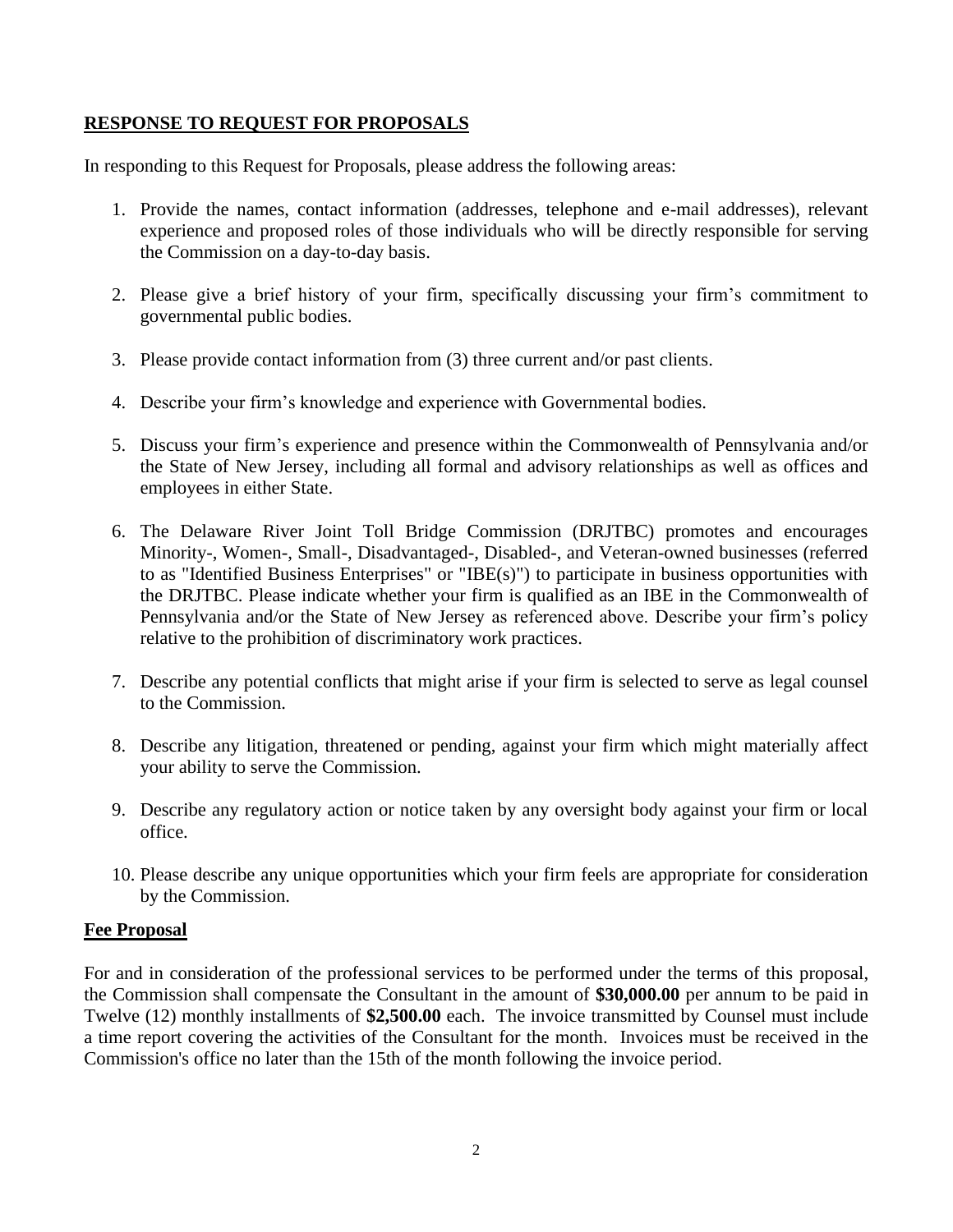## RESPONSE TO REQUEST FOR PROPOSALS

In responding to this Request for Proposals, please address the following areas:

1. Provide the names, contact information (addresses, telephone and e-mail addresses), relevant experience and proposed roles of those individuals who will be directly responsible for serving the Commission on a day-to-day basis.

2. Please give a brief history of your firm, specifically discussing your firm's commitment to governmental public bodies.

3. Please provide contact information from (3) three current and/or past clients.

4. Describe your firm's knowledge and experience with Governmental bodies.

5. Discuss your firm's experience and presence within the Commonwealth of Pennsylvania and/or the State of New Jersey, including all formal and advisory relationships as well as offices and employees in either State.

6. The Delaware River Joint Toll Bridge Commission (DRJTBC) promotes and encourages Minority-, Women-, Small-, Disadvantaged-, Disabled-, and Veteran-owned businesses (referred to as "Identified Business Enterprises" or "IBE(s)") to participate in business opportunities with the DRJTBC. Please indicate whether your firm is qualified as an IBE in the Commonwealth of Pennsylvania and/or the State of New Jersey as referenced above. Describe your firm's policy relative to the prohibition of discriminatory work practices.

7. Describe any potential conflicts that might arise if your firm is selected to serve as legal counsel to the Commission.

8. Describe any litigation, threatened or pending, against your firm which might materially affect your ability to serve the Commission.

9. Describe any regulatory action or notice taken by any oversight body against your firm or local office.

10. Please describe any unique opportunities which your firm feels are appropriate for consideration by the Commission.

## Fee Proposal

For and in consideration of the professional services to be performed under the terms of this proposal, the Commission shall compensate the Consultant in the amount of **$30,000.00** per annum to be paid in Twelve (12) monthly installments of **$2,500.00** each. The invoice transmitted by Counsel must include a time report covering the activities of the Consultant for the month. Invoices must be received in the Commission's office no later than the 15th of the month following the invoice period.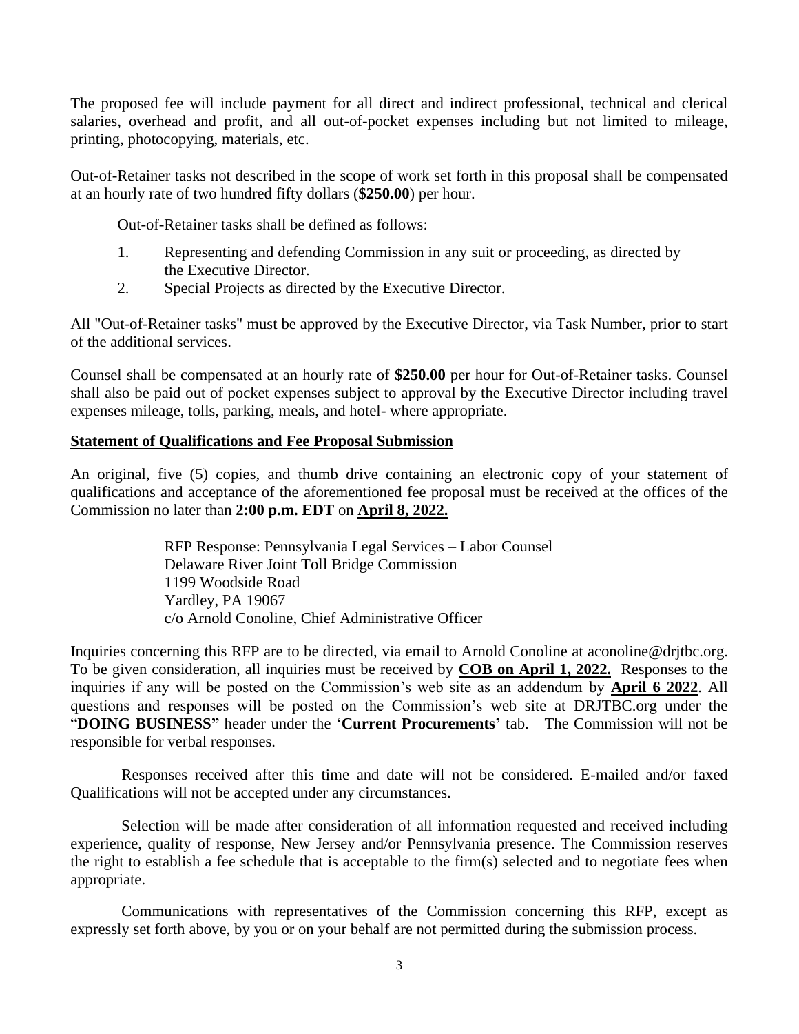The proposed fee will include payment for all direct and indirect professional, technical and clerical salaries, overhead and profit, and all out-of-pocket expenses including but not limited to mileage, printing, photocopying, materials, etc.

Out-of-Retainer tasks not described in the scope of work set forth in this proposal shall be compensated at an hourly rate of two hundred fifty dollars (**$250.00**) per hour.

Out-of-Retainer tasks shall be defined as follows:

1. Representing and defending Commission in any suit or proceeding, as directed by the Executive Director.
2. Special Projects as directed by the Executive Director.

All "Out-of-Retainer tasks" must be approved by the Executive Director, via Task Number, prior to start of the additional services.

Counsel shall be compensated at an hourly rate of **$250.00** per hour for Out-of-Retainer tasks. Counsel shall also be paid out of pocket expenses subject to approval by the Executive Director including travel expenses mileage, tolls, parking, meals, and hotel- where appropriate.

**Statement of Qualifications and Fee Proposal Submission**

An original, five (5) copies, and thumb drive containing an electronic copy of your statement of qualifications and acceptance of the aforementioned fee proposal must be received at the offices of the Commission no later than **2:00 p.m. EDT** on **April 8, 2022.**

> RFP Response: Pennsylvania Legal Services – Labor Counsel
> Delaware River Joint Toll Bridge Commission
> 1199 Woodside Road
> Yardley, PA 19067
> c/o Arnold Conoline, Chief Administrative Officer

Inquiries concerning this RFP are to be directed, via email to Arnold Conoline at aconoline@drjtbc.org. To be given consideration, all inquiries must be received by **COB on April 1, 2022.** Responses to the inquiries if any will be posted on the Commission's web site as an addendum by **April 6 2022**. All questions and responses will be posted on the Commission's web site at DRJTBC.org under the "**DOING BUSINESS"** header under the '**Current Procurements'** tab. The Commission will not be responsible for verbal responses.

Responses received after this time and date will not be considered. E-mailed and/or faxed Qualifications will not be accepted under any circumstances.

Selection will be made after consideration of all information requested and received including experience, quality of response, New Jersey and/or Pennsylvania presence. The Commission reserves the right to establish a fee schedule that is acceptable to the firm(s) selected and to negotiate fees when appropriate.

Communications with representatives of the Commission concerning this RFP, except as expressly set forth above, by you or on your behalf are not permitted during the submission process.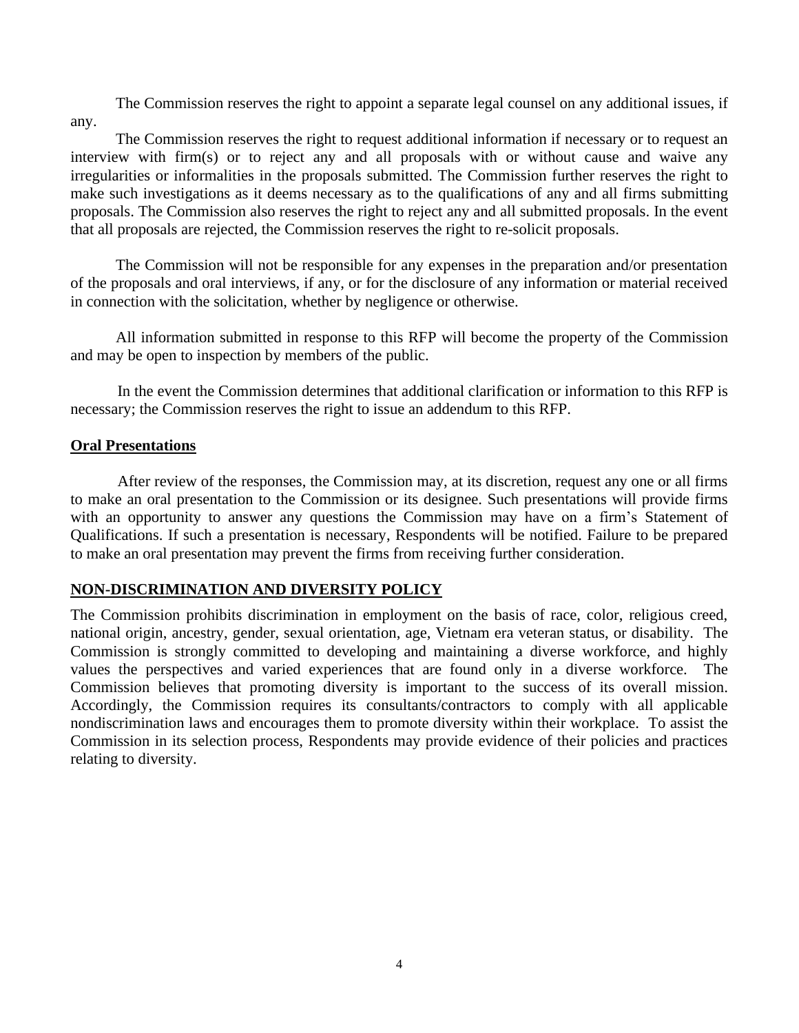The Commission reserves the right to appoint a separate legal counsel on any additional issues, if any.

The Commission reserves the right to request additional information if necessary or to request an interview with firm(s) or to reject any and all proposals with or without cause and waive any irregularities or informalities in the proposals submitted. The Commission further reserves the right to make such investigations as it deems necessary as to the qualifications of any and all firms submitting proposals. The Commission also reserves the right to reject any and all submitted proposals. In the event that all proposals are rejected, the Commission reserves the right to re-solicit proposals.

The Commission will not be responsible for any expenses in the preparation and/or presentation of the proposals and oral interviews, if any, or for the disclosure of any information or material received in connection with the solicitation, whether by negligence or otherwise.

All information submitted in response to this RFP will become the property of the Commission and may be open to inspection by members of the public.

In the event the Commission determines that additional clarification or information to this RFP is necessary; the Commission reserves the right to issue an addendum to this RFP.

## Oral Presentations

After review of the responses, the Commission may, at its discretion, request any one or all firms to make an oral presentation to the Commission or its designee. Such presentations will provide firms with an opportunity to answer any questions the Commission may have on a firm's Statement of Qualifications. If such a presentation is necessary, Respondents will be notified. Failure to be prepared to make an oral presentation may prevent the firms from receiving further consideration.

## NON-DISCRIMINATION AND DIVERSITY POLICY

The Commission prohibits discrimination in employment on the basis of race, color, religious creed, national origin, ancestry, gender, sexual orientation, age, Vietnam era veteran status, or disability. The Commission is strongly committed to developing and maintaining a diverse workforce, and highly values the perspectives and varied experiences that are found only in a diverse workforce. The Commission believes that promoting diversity is important to the success of its overall mission. Accordingly, the Commission requires its consultants/contractors to comply with all applicable nondiscrimination laws and encourages them to promote diversity within their workplace. To assist the Commission in its selection process, Respondents may provide evidence of their policies and practices relating to diversity.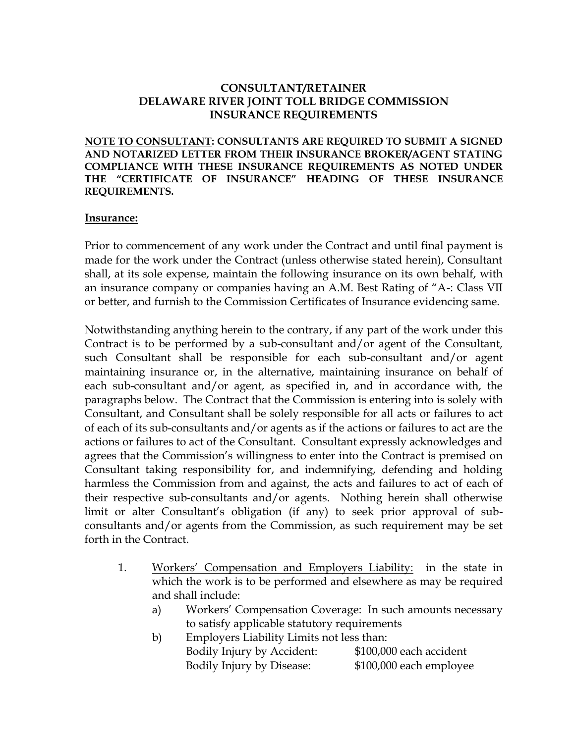**CONSULTANT/RETAINER**
**DELAWARE RIVER JOINT TOLL BRIDGE COMMISSION**
**INSURANCE REQUIREMENTS**

**NOTE TO CONSULTANT: CONSULTANTS ARE REQUIRED TO SUBMIT A SIGNED AND NOTARIZED LETTER FROM THEIR INSURANCE BROKER/AGENT STATING COMPLIANCE WITH THESE INSURANCE REQUIREMENTS AS NOTED UNDER THE "CERTIFICATE OF INSURANCE" HEADING OF THESE INSURANCE REQUIREMENTS.**

**Insurance:**

Prior to commencement of any work under the Contract and until final payment is made for the work under the Contract (unless otherwise stated herein), Consultant shall, at its sole expense, maintain the following insurance on its own behalf, with an insurance company or companies having an A.M. Best Rating of "A-: Class VII or better, and furnish to the Commission Certificates of Insurance evidencing same.

Notwithstanding anything herein to the contrary, if any part of the work under this Contract is to be performed by a sub-consultant and/or agent of the Consultant, such Consultant shall be responsible for each sub-consultant and/or agent maintaining insurance or, in the alternative, maintaining insurance on behalf of each sub-consultant and/or agent, as specified in, and in accordance with, the paragraphs below. The Contract that the Commission is entering into is solely with Consultant, and Consultant shall be solely responsible for all acts or failures to act of each of its sub-consultants and/or agents as if the actions or failures to act are the actions or failures to act of the Consultant. Consultant expressly acknowledges and agrees that the Commission's willingness to enter into the Contract is premised on Consultant taking responsibility for, and indemnifying, defending and holding harmless the Commission from and against, the acts and failures to act of each of their respective sub-consultants and/or agents. Nothing herein shall otherwise limit or alter Consultant's obligation (if any) to seek prior approval of sub-consultants and/or agents from the Commission, as such requirement may be set forth in the Contract.

1. Workers' Compensation and Employers Liability: in the state in which the work is to be performed and elsewhere as may be required and shall include:
   a) Workers' Compensation Coverage: In such amounts necessary to satisfy applicable statutory requirements
   b) Employers Liability Limits not less than:
      Bodily Injury by Accident: $100,000 each accident
      Bodily Injury by Disease: $100,000 each employee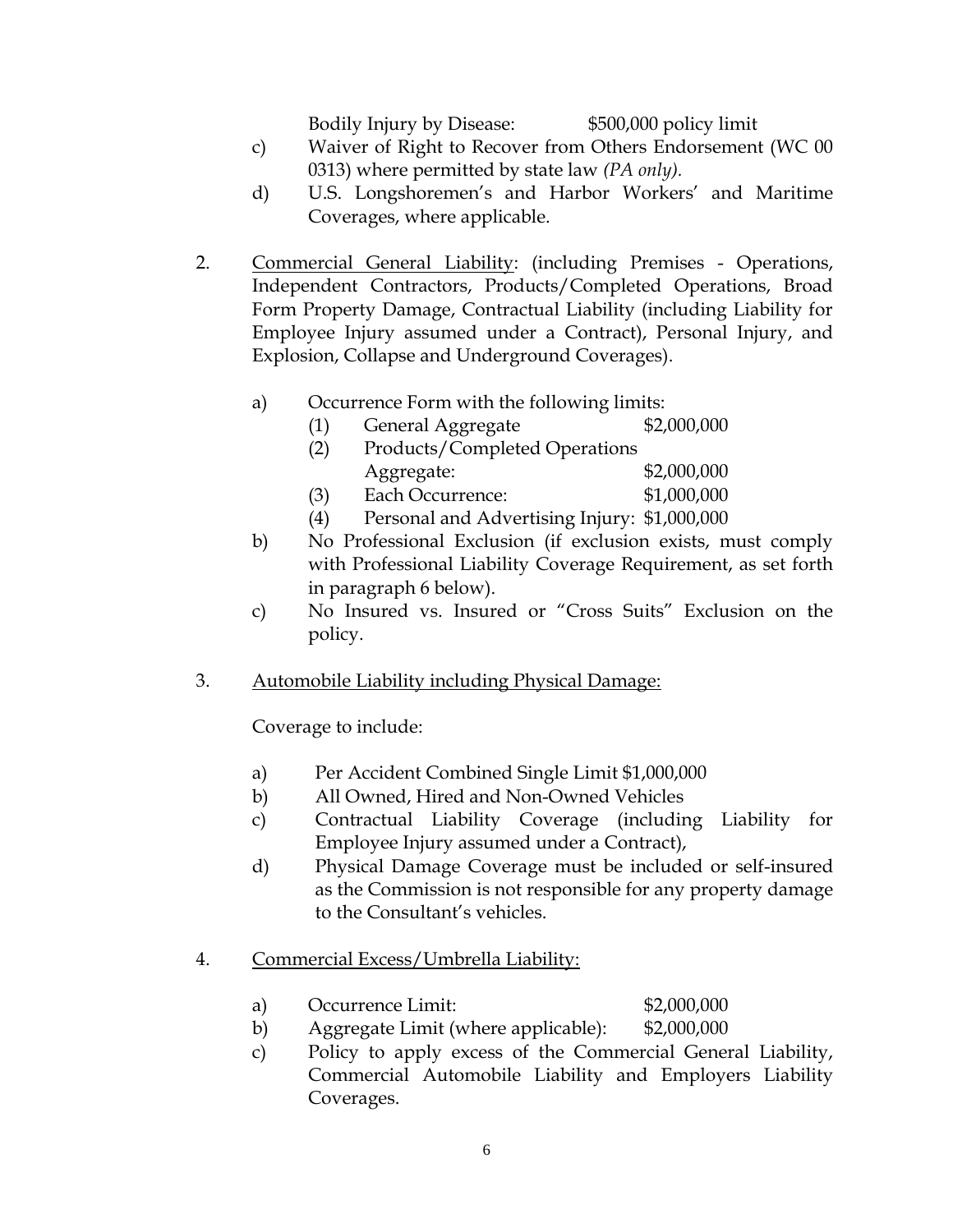Bodily Injury by Disease: $500,000 policy limit

c) Waiver of Right to Recover from Others Endorsement (WC 00 0313) where permitted by state law *(PA only)*.

d) U.S. Longshoremen's and Harbor Workers' and Maritime Coverages, where applicable.

2. <u>Commercial General Liability</u>: (including Premises - Operations, Independent Contractors, Products/Completed Operations, Broad Form Property Damage, Contractual Liability (including Liability for Employee Injury assumed under a Contract), Personal Injury, and Explosion, Collapse and Underground Coverages).

   a) Occurrence Form with the following limits:
      (1) General Aggregate $2,000,000
      (2) Products/Completed Operations Aggregate: $2,000,000
      (3) Each Occurrence: $1,000,000
      (4) Personal and Advertising Injury: $1,000,000

   b) No Professional Exclusion (if exclusion exists, must comply with Professional Liability Coverage Requirement, as set forth in paragraph 6 below).

   c) No Insured vs. Insured or "Cross Suits" Exclusion on the policy.

3. <u>Automobile Liability including Physical Damage:</u>

   Coverage to include:

   a) Per Accident Combined Single Limit $1,000,000
   b) All Owned, Hired and Non-Owned Vehicles
   c) Contractual Liability Coverage (including Liability for Employee Injury assumed under a Contract),
   d) Physical Damage Coverage must be included or self-insured as the Commission is not responsible for any property damage to the Consultant's vehicles.

4. <u>Commercial Excess/Umbrella Liability:</u>

   a) Occurrence Limit: $2,000,000
   b) Aggregate Limit (where applicable): $2,000,000
   c) Policy to apply excess of the Commercial General Liability, Commercial Automobile Liability and Employers Liability Coverages.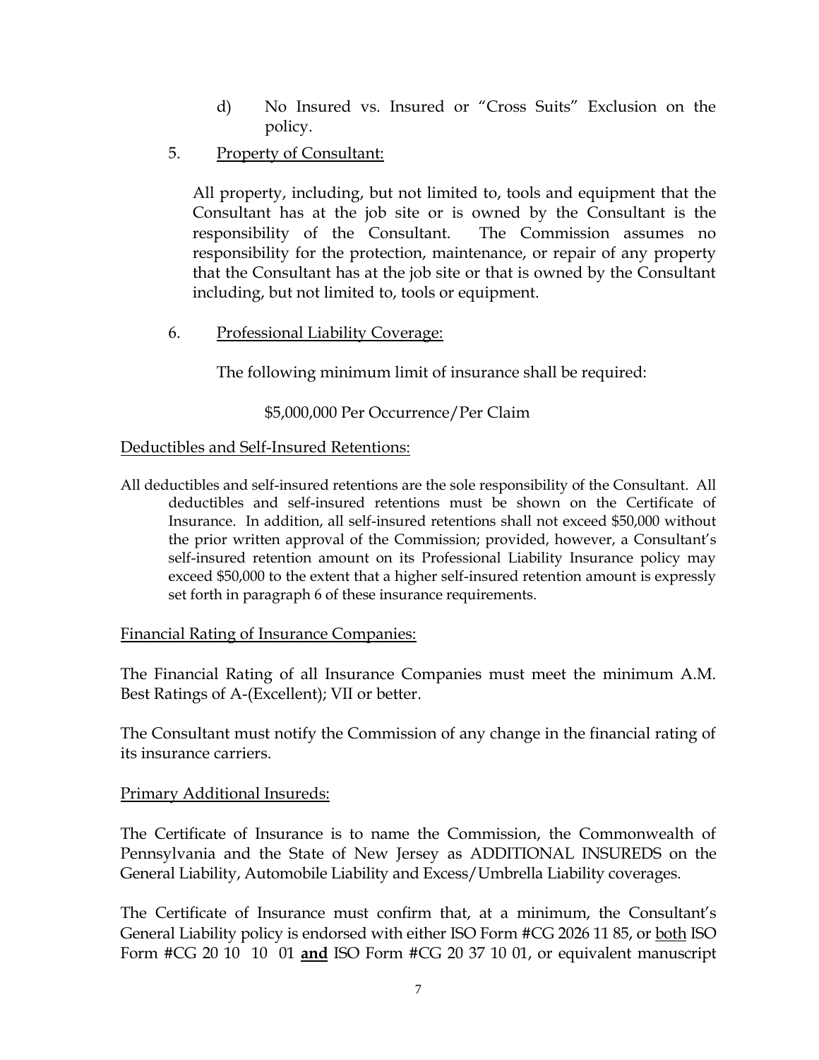d) No Insured vs. Insured or "Cross Suits" Exclusion on the policy.

5. Property of Consultant:

All property, including, but not limited to, tools and equipment that the Consultant has at the job site or is owned by the Consultant is the responsibility of the Consultant. The Commission assumes no responsibility for the protection, maintenance, or repair of any property that the Consultant has at the job site or that is owned by the Consultant including, but not limited to, tools or equipment.

6. Professional Liability Coverage:

The following minimum limit of insurance shall be required:

$5,000,000 Per Occurrence/Per Claim

Deductibles and Self-Insured Retentions:

All deductibles and self-insured retentions are the sole responsibility of the Consultant. All deductibles and self-insured retentions must be shown on the Certificate of Insurance. In addition, all self-insured retentions shall not exceed $50,000 without the prior written approval of the Commission; provided, however, a Consultant's self-insured retention amount on its Professional Liability Insurance policy may exceed $50,000 to the extent that a higher self-insured retention amount is expressly set forth in paragraph 6 of these insurance requirements.

Financial Rating of Insurance Companies:

The Financial Rating of all Insurance Companies must meet the minimum A.M. Best Ratings of A-(Excellent); VII or better.

The Consultant must notify the Commission of any change in the financial rating of its insurance carriers.

Primary Additional Insureds:

The Certificate of Insurance is to name the Commission, the Commonwealth of Pennsylvania and the State of New Jersey as ADDITIONAL INSUREDS on the General Liability, Automobile Liability and Excess/Umbrella Liability coverages.

The Certificate of Insurance must confirm that, at a minimum, the Consultant's General Liability policy is endorsed with either ISO Form #CG 2026 11 85, or both ISO Form #CG 20 10 10 01 **and** ISO Form #CG 20 37 10 01, or equivalent manuscript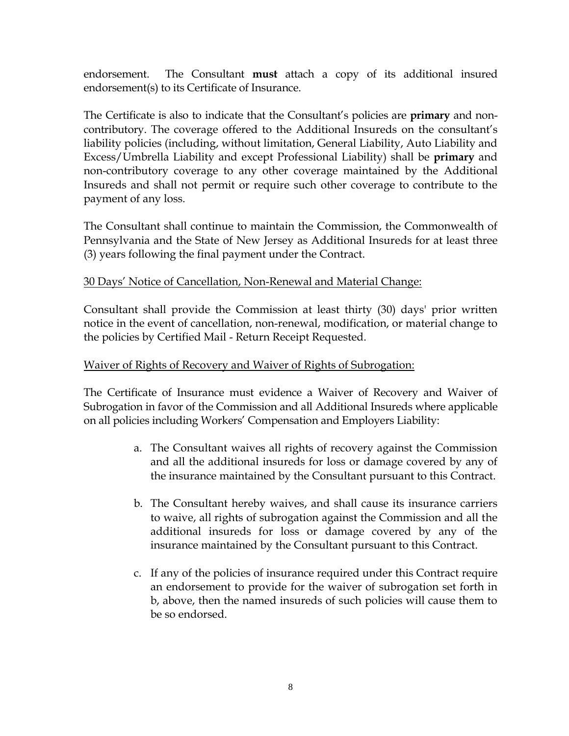endorsement. The Consultant **must** attach a copy of its additional insured endorsement(s) to its Certificate of Insurance.

The Certificate is also to indicate that the Consultant's policies are **primary** and non-contributory. The coverage offered to the Additional Insureds on the consultant's liability policies (including, without limitation, General Liability, Auto Liability and Excess/Umbrella Liability and except Professional Liability) shall be **primary** and non-contributory coverage to any other coverage maintained by the Additional Insureds and shall not permit or require such other coverage to contribute to the payment of any loss.

The Consultant shall continue to maintain the Commission, the Commonwealth of Pennsylvania and the State of New Jersey as Additional Insureds for at least three (3) years following the final payment under the Contract.

<u>30 Days' Notice of Cancellation, Non-Renewal and Material Change:</u>

Consultant shall provide the Commission at least thirty (30) days' prior written notice in the event of cancellation, non-renewal, modification, or material change to the policies by Certified Mail - Return Receipt Requested.

<u>Waiver of Rights of Recovery and Waiver of Rights of Subrogation:</u>

The Certificate of Insurance must evidence a Waiver of Recovery and Waiver of Subrogation in favor of the Commission and all Additional Insureds where applicable on all policies including Workers' Compensation and Employers Liability:

a. The Consultant waives all rights of recovery against the Commission and all the additional insureds for loss or damage covered by any of the insurance maintained by the Consultant pursuant to this Contract.

b. The Consultant hereby waives, and shall cause its insurance carriers to waive, all rights of subrogation against the Commission and all the additional insureds for loss or damage covered by any of the insurance maintained by the Consultant pursuant to this Contract.

c. If any of the policies of insurance required under this Contract require an endorsement to provide for the waiver of subrogation set forth in b, above, then the named insureds of such policies will cause them to be so endorsed.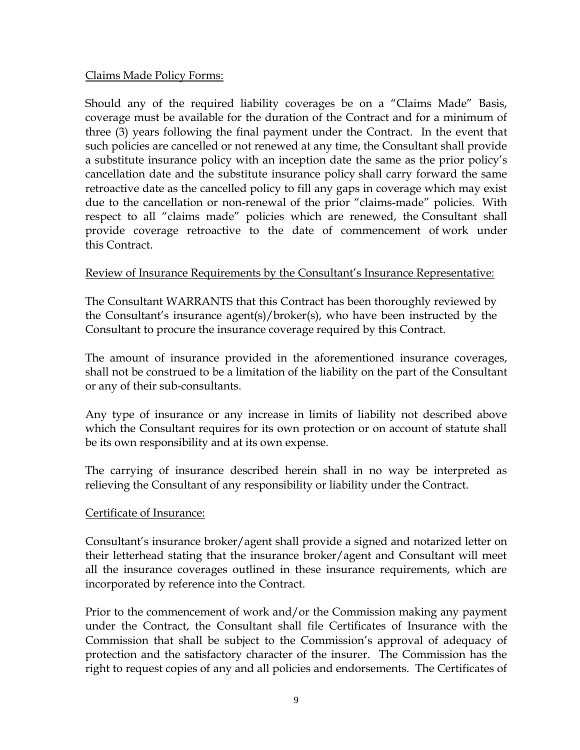Claims Made Policy Forms:

Should any of the required liability coverages be on a "Claims Made" Basis, coverage must be available for the duration of the Contract and for a minimum of three (3) years following the final payment under the Contract. In the event that such policies are cancelled or not renewed at any time, the Consultant shall provide a substitute insurance policy with an inception date the same as the prior policy's cancellation date and the substitute insurance policy shall carry forward the same retroactive date as the cancelled policy to fill any gaps in coverage which may exist due to the cancellation or non-renewal of the prior "claims-made" policies. With respect to all "claims made" policies which are renewed, the Consultant shall provide coverage retroactive to the date of commencement of work under this Contract.

Review of Insurance Requirements by the Consultant's Insurance Representative:

The Consultant WARRANTS that this Contract has been thoroughly reviewed by the Consultant's insurance agent(s)/broker(s), who have been instructed by the Consultant to procure the insurance coverage required by this Contract.

The amount of insurance provided in the aforementioned insurance coverages, shall not be construed to be a limitation of the liability on the part of the Consultant or any of their sub-consultants.

Any type of insurance or any increase in limits of liability not described above which the Consultant requires for its own protection or on account of statute shall be its own responsibility and at its own expense.

The carrying of insurance described herein shall in no way be interpreted as relieving the Consultant of any responsibility or liability under the Contract.

Certificate of Insurance:

Consultant's insurance broker/agent shall provide a signed and notarized letter on their letterhead stating that the insurance broker/agent and Consultant will meet all the insurance coverages outlined in these insurance requirements, which are incorporated by reference into the Contract.

Prior to the commencement of work and/or the Commission making any payment under the Contract, the Consultant shall file Certificates of Insurance with the Commission that shall be subject to the Commission's approval of adequacy of protection and the satisfactory character of the insurer. The Commission has the right to request copies of any and all policies and endorsements. The Certificates of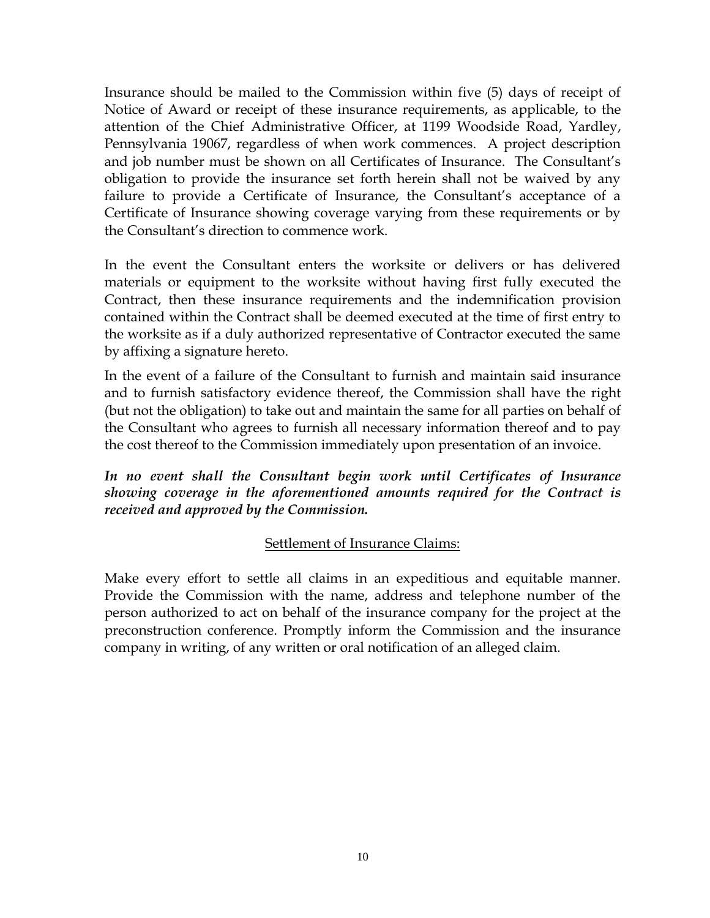Insurance should be mailed to the Commission within five (5) days of receipt of Notice of Award or receipt of these insurance requirements, as applicable, to the attention of the Chief Administrative Officer, at 1199 Woodside Road, Yardley, Pennsylvania 19067, regardless of when work commences. A project description and job number must be shown on all Certificates of Insurance. The Consultant's obligation to provide the insurance set forth herein shall not be waived by any failure to provide a Certificate of Insurance, the Consultant's acceptance of a Certificate of Insurance showing coverage varying from these requirements or by the Consultant's direction to commence work.

In the event the Consultant enters the worksite or delivers or has delivered materials or equipment to the worksite without having first fully executed the Contract, then these insurance requirements and the indemnification provision contained within the Contract shall be deemed executed at the time of first entry to the worksite as if a duly authorized representative of Contractor executed the same by affixing a signature hereto.

In the event of a failure of the Consultant to furnish and maintain said insurance and to furnish satisfactory evidence thereof, the Commission shall have the right (but not the obligation) to take out and maintain the same for all parties on behalf of the Consultant who agrees to furnish all necessary information thereof and to pay the cost thereof to the Commission immediately upon presentation of an invoice.

***In no event shall the Consultant begin work until Certificates of Insurance showing coverage in the aforementioned amounts required for the Contract is received and approved by the Commission.***

<u>Settlement of Insurance Claims:</u>

Make every effort to settle all claims in an expeditious and equitable manner. Provide the Commission with the name, address and telephone number of the person authorized to act on behalf of the insurance company for the project at the preconstruction conference. Promptly inform the Commission and the insurance company in writing, of any written or oral notification of an alleged claim.